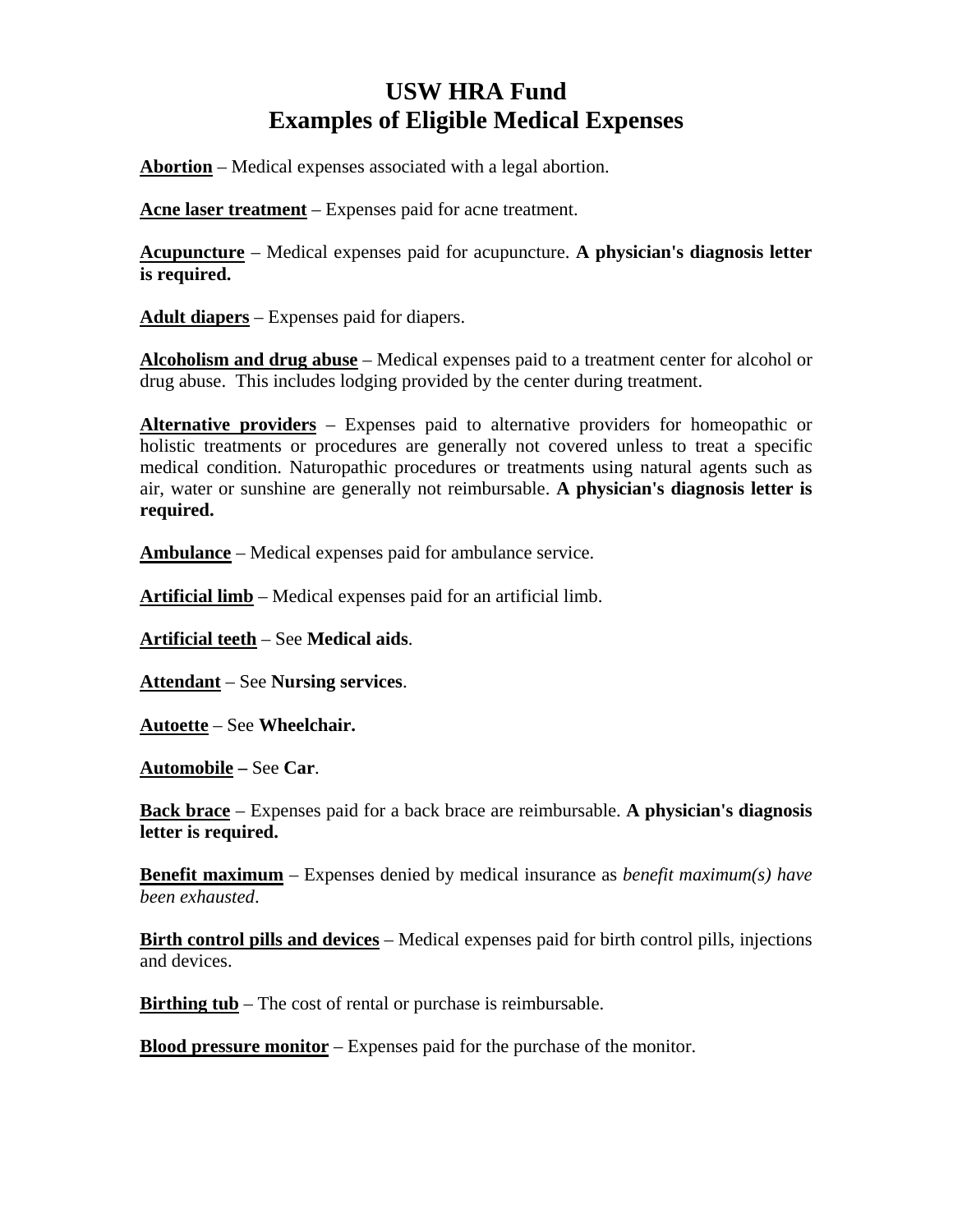# USW HRA Fund
# Examples of Eligible Medical Expenses

**Abortion** – Medical expenses associated with a legal abortion.

**Acne laser treatment** – Expenses paid for acne treatment.

**Acupuncture** – Medical expenses paid for acupuncture. **A physician's diagnosis letter is required.**

**Adult diapers** – Expenses paid for diapers.

**Alcoholism and drug abuse** – Medical expenses paid to a treatment center for alcohol or drug abuse. This includes lodging provided by the center during treatment.

**Alternative providers** – Expenses paid to alternative providers for homeopathic or holistic treatments or procedures are generally not covered unless to treat a specific medical condition. Naturopathic procedures or treatments using natural agents such as air, water or sunshine are generally not reimbursable. **A physician's diagnosis letter is required.**

**Ambulance** – Medical expenses paid for ambulance service.

**Artificial limb** – Medical expenses paid for an artificial limb.

**Artificial teeth** – See **Medical aids**.

**Attendant** – See **Nursing services**.

**Autoette** – See **Wheelchair.**

**Automobile –** See **Car**.

**Back brace** – Expenses paid for a back brace are reimbursable. **A physician's diagnosis letter is required.**

**Benefit maximum** – Expenses denied by medical insurance as *benefit maximum(s) have been exhausted*.

**Birth control pills and devices** – Medical expenses paid for birth control pills, injections and devices.

**Birthing tub** – The cost of rental or purchase is reimbursable.

**Blood pressure monitor** – Expenses paid for the purchase of the monitor.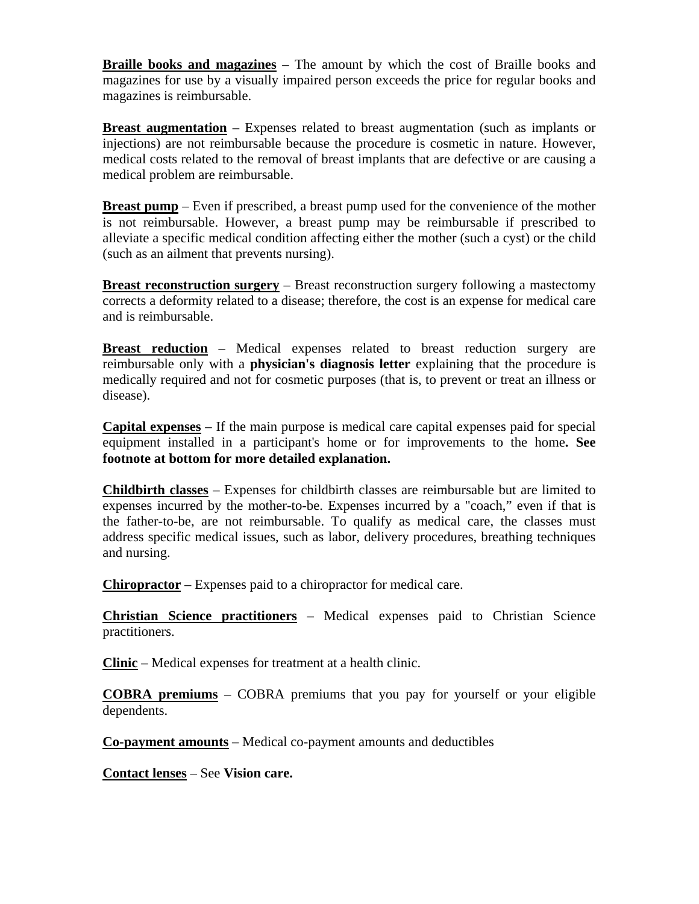**<u>Braille books and magazines</u>** – The amount by which the cost of Braille books and magazines for use by a visually impaired person exceeds the price for regular books and magazines is reimbursable.

**<u>Breast augmentation</u>** – Expenses related to breast augmentation (such as implants or injections) are not reimbursable because the procedure is cosmetic in nature. However, medical costs related to the removal of breast implants that are defective or are causing a medical problem are reimbursable.

**<u>Breast pump</u>** – Even if prescribed, a breast pump used for the convenience of the mother is not reimbursable. However, a breast pump may be reimbursable if prescribed to alleviate a specific medical condition affecting either the mother (such a cyst) or the child (such as an ailment that prevents nursing).

**<u>Breast reconstruction surgery</u>** – Breast reconstruction surgery following a mastectomy corrects a deformity related to a disease; therefore, the cost is an expense for medical care and is reimbursable.

**<u>Breast reduction</u>** – Medical expenses related to breast reduction surgery are reimbursable only with a **physician's diagnosis letter** explaining that the procedure is medically required and not for cosmetic purposes (that is, to prevent or treat an illness or disease).

**<u>Capital expenses</u>** – If the main purpose is medical care capital expenses paid for special equipment installed in a participant's home or for improvements to the home**. See footnote at bottom for more detailed explanation.**

**<u>Childbirth classes</u>** – Expenses for childbirth classes are reimbursable but are limited to expenses incurred by the mother-to-be. Expenses incurred by a "coach," even if that is the father-to-be, are not reimbursable. To qualify as medical care, the classes must address specific medical issues, such as labor, delivery procedures, breathing techniques and nursing.

**<u>Chiropractor</u>** – Expenses paid to a chiropractor for medical care.

**<u>Christian Science practitioners</u>** – Medical expenses paid to Christian Science practitioners.

**<u>Clinic</u>** – Medical expenses for treatment at a health clinic.

**<u>COBRA premiums</u>** – COBRA premiums that you pay for yourself or your eligible dependents.

**<u>Co-payment amounts</u>** – Medical co-payment amounts and deductibles

**<u>Contact lenses</u>** – See **Vision care.**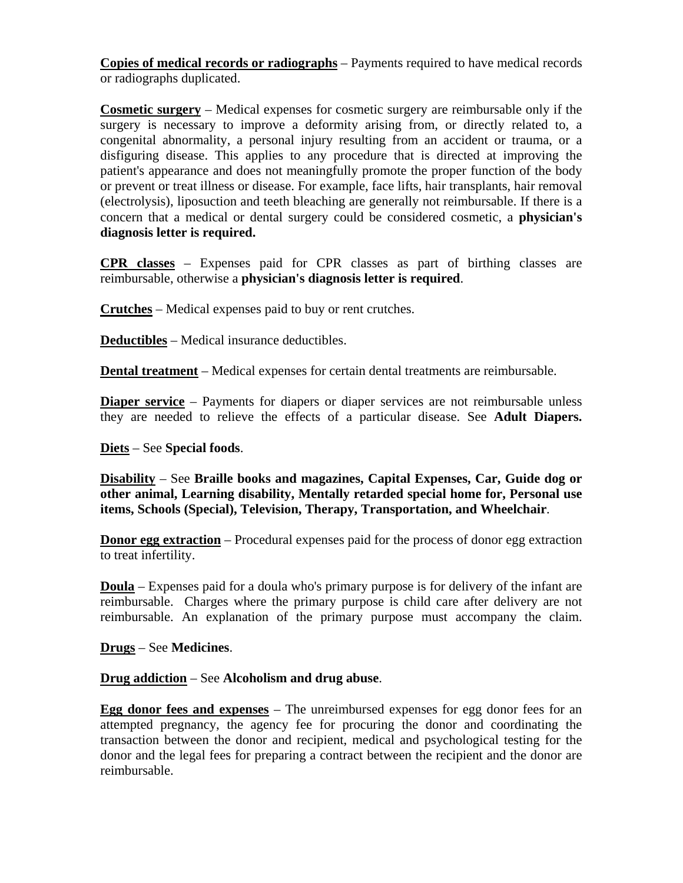**<u>Copies of medical records or radiographs</u>** – Payments required to have medical records or radiographs duplicated.

**<u>Cosmetic surgery</u>** – Medical expenses for cosmetic surgery are reimbursable only if the surgery is necessary to improve a deformity arising from, or directly related to, a congenital abnormality, a personal injury resulting from an accident or trauma, or a disfiguring disease. This applies to any procedure that is directed at improving the patient's appearance and does not meaningfully promote the proper function of the body or prevent or treat illness or disease. For example, face lifts, hair transplants, hair removal (electrolysis), liposuction and teeth bleaching are generally not reimbursable. If there is a concern that a medical or dental surgery could be considered cosmetic, a **physician's diagnosis letter is required.**

**<u>CPR classes</u>** – Expenses paid for CPR classes as part of birthing classes are reimbursable, otherwise a **physician's diagnosis letter is required**.

**<u>Crutches</u>** – Medical expenses paid to buy or rent crutches.

**<u>Deductibles</u>** – Medical insurance deductibles.

**<u>Dental treatment</u>** – Medical expenses for certain dental treatments are reimbursable.

**<u>Diaper service</u>** – Payments for diapers or diaper services are not reimbursable unless they are needed to relieve the effects of a particular disease. See **Adult Diapers.**

**<u>Diets</u>** – See **Special foods**.

**<u>Disability</u>** – See **Braille books and magazines, Capital Expenses, Car, Guide dog or other animal, Learning disability, Mentally retarded special home for, Personal use items, Schools (Special), Television, Therapy, Transportation, and Wheelchair**.

**<u>Donor egg extraction</u>** – Procedural expenses paid for the process of donor egg extraction to treat infertility.

**<u>Doula</u>** – Expenses paid for a doula who's primary purpose is for delivery of the infant are reimbursable. Charges where the primary purpose is child care after delivery are not reimbursable. An explanation of the primary purpose must accompany the claim.

**<u>Drugs</u>** – See **Medicines**.

**<u>Drug addiction</u>** – See **Alcoholism and drug abuse**.

**<u>Egg donor fees and expenses</u>** – The unreimbursed expenses for egg donor fees for an attempted pregnancy, the agency fee for procuring the donor and coordinating the transaction between the donor and recipient, medical and psychological testing for the donor and the legal fees for preparing a contract between the recipient and the donor are reimbursable.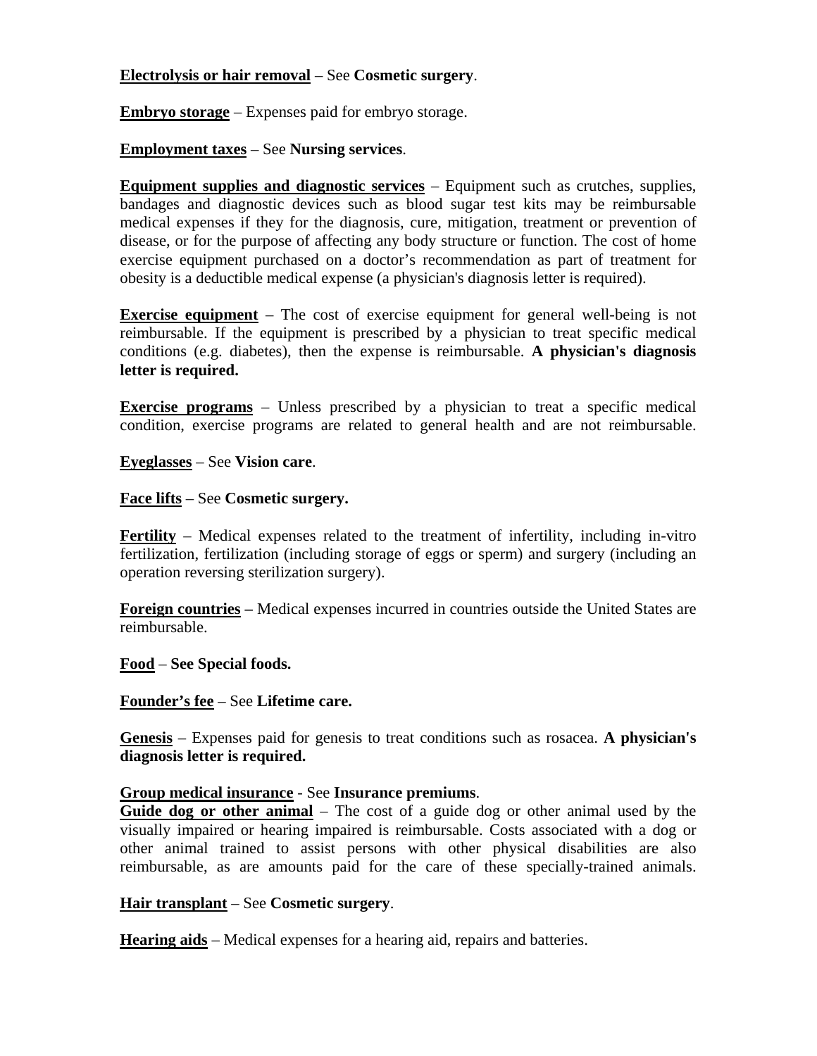**Electrolysis or hair removal** – See **Cosmetic surgery**.

**Embryo storage** – Expenses paid for embryo storage.

**Employment taxes** – See **Nursing services**.

**Equipment supplies and diagnostic services** – Equipment such as crutches, supplies, bandages and diagnostic devices such as blood sugar test kits may be reimbursable medical expenses if they for the diagnosis, cure, mitigation, treatment or prevention of disease, or for the purpose of affecting any body structure or function. The cost of home exercise equipment purchased on a doctor's recommendation as part of treatment for obesity is a deductible medical expense (a physician's diagnosis letter is required).

**Exercise equipment** – The cost of exercise equipment for general well-being is not reimbursable. If the equipment is prescribed by a physician to treat specific medical conditions (e.g. diabetes), then the expense is reimbursable. **A physician's diagnosis letter is required.**

**Exercise programs** – Unless prescribed by a physician to treat a specific medical condition, exercise programs are related to general health and are not reimbursable.

**Eyeglasses** – See **Vision care**.

**Face lifts** – See **Cosmetic surgery.**

**Fertility** – Medical expenses related to the treatment of infertility, including in-vitro fertilization, fertilization (including storage of eggs or sperm) and surgery (including an operation reversing sterilization surgery).

**Foreign countries –** Medical expenses incurred in countries outside the United States are reimbursable.

**Food** – **See Special foods.**

**Founder's fee** – See **Lifetime care.**

**Genesis** – Expenses paid for genesis to treat conditions such as rosacea. **A physician's diagnosis letter is required.**

**Group medical insurance** - See **Insurance premiums**.

**Guide dog or other animal** – The cost of a guide dog or other animal used by the visually impaired or hearing impaired is reimbursable. Costs associated with a dog or other animal trained to assist persons with other physical disabilities are also reimbursable, as are amounts paid for the care of these specially-trained animals.

**Hair transplant** – See **Cosmetic surgery**.

**Hearing aids** – Medical expenses for a hearing aid, repairs and batteries.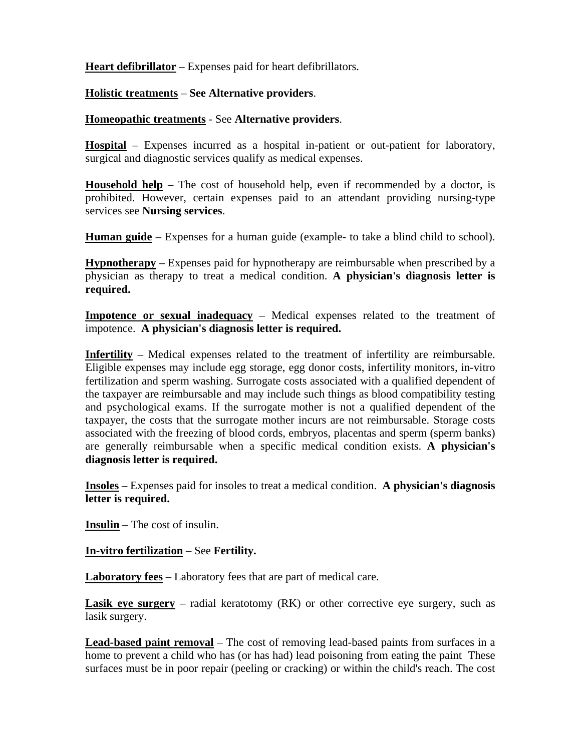**Heart defibrillator** – Expenses paid for heart defibrillators.

**Holistic treatments** – **See Alternative providers**.

**Homeopathic treatments** - See **Alternative providers**.

**Hospital** – Expenses incurred as a hospital in-patient or out-patient for laboratory, surgical and diagnostic services qualify as medical expenses.

**Household help** – The cost of household help, even if recommended by a doctor, is prohibited. However, certain expenses paid to an attendant providing nursing-type services see **Nursing services**.

**Human guide** – Expenses for a human guide (example- to take a blind child to school).

**Hypnotherapy** – Expenses paid for hypnotherapy are reimbursable when prescribed by a physician as therapy to treat a medical condition. **A physician's diagnosis letter is required.**

**Impotence or sexual inadequacy** – Medical expenses related to the treatment of impotence. **A physician's diagnosis letter is required.**

**Infertility** – Medical expenses related to the treatment of infertility are reimbursable. Eligible expenses may include egg storage, egg donor costs, infertility monitors, in-vitro fertilization and sperm washing. Surrogate costs associated with a qualified dependent of the taxpayer are reimbursable and may include such things as blood compatibility testing and psychological exams. If the surrogate mother is not a qualified dependent of the taxpayer, the costs that the surrogate mother incurs are not reimbursable. Storage costs associated with the freezing of blood cords, embryos, placentas and sperm (sperm banks) are generally reimbursable when a specific medical condition exists. **A physician's diagnosis letter is required.**

**Insoles** – Expenses paid for insoles to treat a medical condition. **A physician's diagnosis letter is required.**

**Insulin** – The cost of insulin.

**In-vitro fertilization** – See **Fertility.**

**Laboratory fees** – Laboratory fees that are part of medical care.

**Lasik eye surgery** – radial keratotomy (RK) or other corrective eye surgery, such as lasik surgery.

**Lead-based paint removal** – The cost of removing lead-based paints from surfaces in a home to prevent a child who has (or has had) lead poisoning from eating the paint These surfaces must be in poor repair (peeling or cracking) or within the child's reach. The cost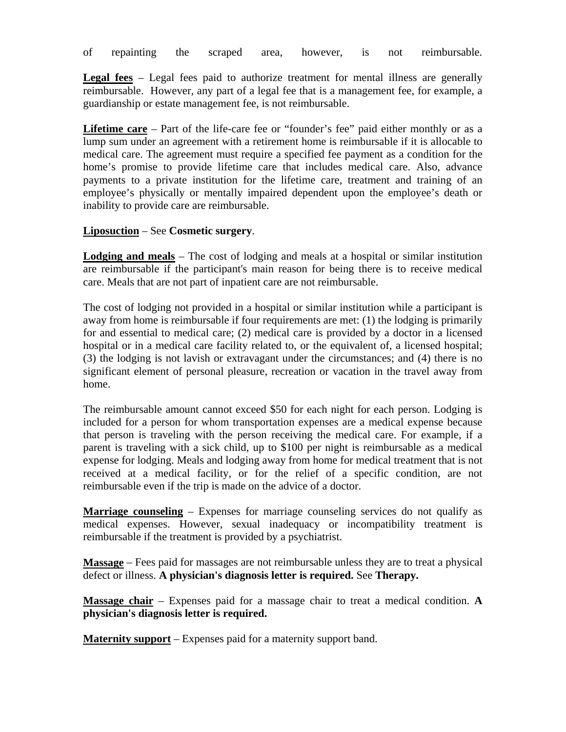of repainting the scraped area, however, is not reimbursable.

**Legal fees** – Legal fees paid to authorize treatment for mental illness are generally reimbursable. However, any part of a legal fee that is a management fee, for example, a guardianship or estate management fee, is not reimbursable.

**Lifetime care** – Part of the life-care fee or "founder's fee" paid either monthly or as a lump sum under an agreement with a retirement home is reimbursable if it is allocable to medical care. The agreement must require a specified fee payment as a condition for the home's promise to provide lifetime care that includes medical care. Also, advance payments to a private institution for the lifetime care, treatment and training of an employee's physically or mentally impaired dependent upon the employee's death or inability to provide care are reimbursable.

**Liposuction** – See **Cosmetic surgery**.

**Lodging and meals** – The cost of lodging and meals at a hospital or similar institution are reimbursable if the participant's main reason for being there is to receive medical care. Meals that are not part of inpatient care are not reimbursable.

The cost of lodging not provided in a hospital or similar institution while a participant is away from home is reimbursable if four requirements are met: (1) the lodging is primarily for and essential to medical care; (2) medical care is provided by a doctor in a licensed hospital or in a medical care facility related to, or the equivalent of, a licensed hospital; (3) the lodging is not lavish or extravagant under the circumstances; and (4) there is no significant element of personal pleasure, recreation or vacation in the travel away from home.

The reimbursable amount cannot exceed $50 for each night for each person. Lodging is included for a person for whom transportation expenses are a medical expense because that person is traveling with the person receiving the medical care. For example, if a parent is traveling with a sick child, up to $100 per night is reimbursable as a medical expense for lodging. Meals and lodging away from home for medical treatment that is not received at a medical facility, or for the relief of a specific condition, are not reimbursable even if the trip is made on the advice of a doctor.

**Marriage counseling** – Expenses for marriage counseling services do not qualify as medical expenses. However, sexual inadequacy or incompatibility treatment is reimbursable if the treatment is provided by a psychiatrist.

**Massage** – Fees paid for massages are not reimbursable unless they are to treat a physical defect or illness. **A physician's diagnosis letter is required.** See **Therapy.**

**Massage chair** – Expenses paid for a massage chair to treat a medical condition. **A physician's diagnosis letter is required.**

**Maternity support** – Expenses paid for a maternity support band.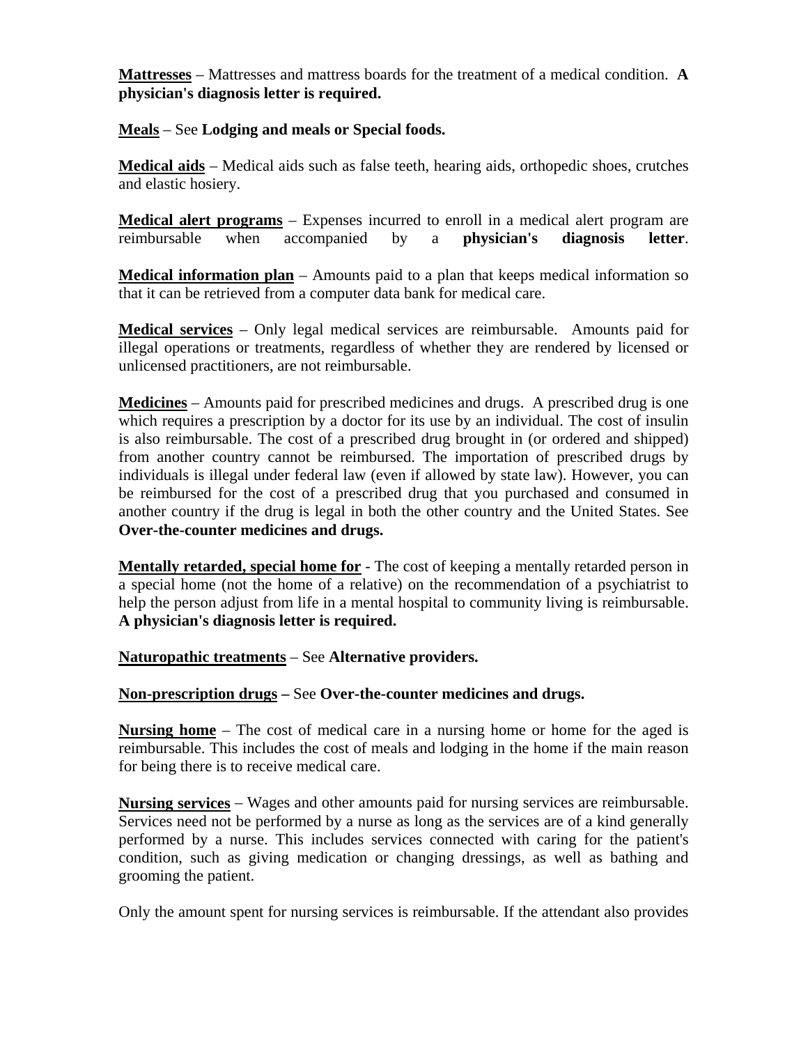**Mattresses** – Mattresses and mattress boards for the treatment of a medical condition. **A physician's diagnosis letter is required.**

**Meals** – See **Lodging and meals or Special foods.**

**Medical aids** – Medical aids such as false teeth, hearing aids, orthopedic shoes, crutches and elastic hosiery.

**Medical alert programs** – Expenses incurred to enroll in a medical alert program are reimbursable when accompanied by a **physician's diagnosis letter**.

**Medical information plan** – Amounts paid to a plan that keeps medical information so that it can be retrieved from a computer data bank for medical care.

**Medical services** – Only legal medical services are reimbursable. Amounts paid for illegal operations or treatments, regardless of whether they are rendered by licensed or unlicensed practitioners, are not reimbursable.

**Medicines** – Amounts paid for prescribed medicines and drugs. A prescribed drug is one which requires a prescription by a doctor for its use by an individual. The cost of insulin is also reimbursable. The cost of a prescribed drug brought in (or ordered and shipped) from another country cannot be reimbursed. The importation of prescribed drugs by individuals is illegal under federal law (even if allowed by state law). However, you can be reimbursed for the cost of a prescribed drug that you purchased and consumed in another country if the drug is legal in both the other country and the United States. See **Over-the-counter medicines and drugs.**

**Mentally retarded, special home for** - The cost of keeping a mentally retarded person in a special home (not the home of a relative) on the recommendation of a psychiatrist to help the person adjust from life in a mental hospital to community living is reimbursable. **A physician's diagnosis letter is required.**

**Naturopathic treatments** – See **Alternative providers.**

**Non-prescription drugs –** See **Over-the-counter medicines and drugs.**

**Nursing home** – The cost of medical care in a nursing home or home for the aged is reimbursable. This includes the cost of meals and lodging in the home if the main reason for being there is to receive medical care.

**Nursing services** – Wages and other amounts paid for nursing services are reimbursable. Services need not be performed by a nurse as long as the services are of a kind generally performed by a nurse. This includes services connected with caring for the patient's condition, such as giving medication or changing dressings, as well as bathing and grooming the patient.

Only the amount spent for nursing services is reimbursable. If the attendant also provides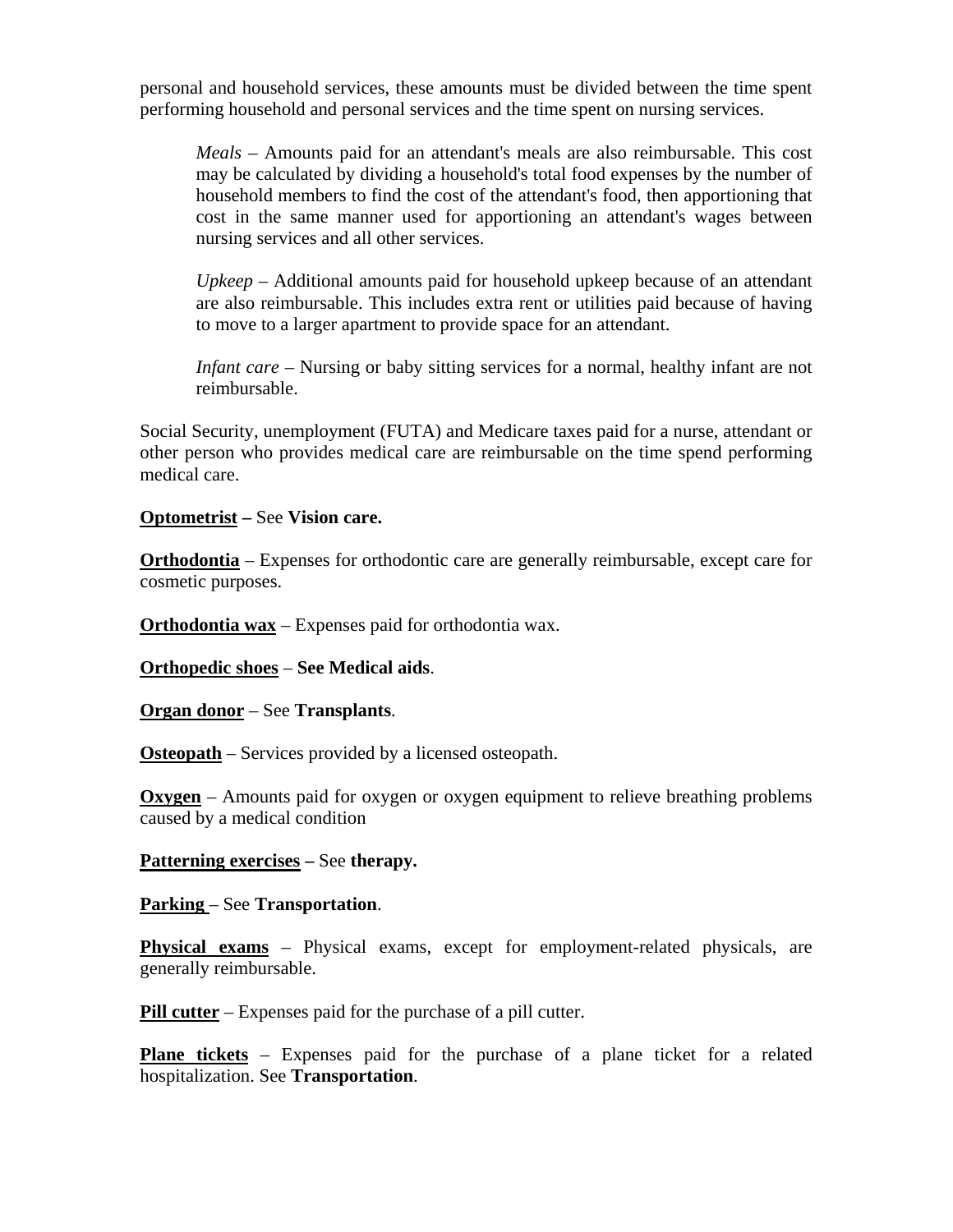personal and household services, these amounts must be divided between the time spent performing household and personal services and the time spent on nursing services.

> *Meals* – Amounts paid for an attendant's meals are also reimbursable. This cost may be calculated by dividing a household's total food expenses by the number of household members to find the cost of the attendant's food, then apportioning that cost in the same manner used for apportioning an attendant's wages between nursing services and all other services.
>
> *Upkeep* – Additional amounts paid for household upkeep because of an attendant are also reimbursable. This includes extra rent or utilities paid because of having to move to a larger apartment to provide space for an attendant.
>
> *Infant care* – Nursing or baby sitting services for a normal, healthy infant are not reimbursable.

Social Security, unemployment (FUTA) and Medicare taxes paid for a nurse, attendant or other person who provides medical care are reimbursable on the time spend performing medical care.

**Optometrist – ** See **Vision care.**

**Orthodontia** – Expenses for orthodontic care are generally reimbursable, except care for cosmetic purposes.

**Orthodontia wax** – Expenses paid for orthodontia wax.

**Orthopedic shoes** – **See Medical aids**.

**Organ donor** – See **Transplants**.

**Osteopath** – Services provided by a licensed osteopath.

**Oxygen** – Amounts paid for oxygen or oxygen equipment to relieve breathing problems caused by a medical condition

**Patterning exercises –** See **therapy.**

**Parking** – See **Transportation**.

**Physical exams** – Physical exams, except for employment-related physicals, are generally reimbursable.

**Pill cutter** – Expenses paid for the purchase of a pill cutter.

**Plane tickets** – Expenses paid for the purchase of a plane ticket for a related hospitalization. See **Transportation**.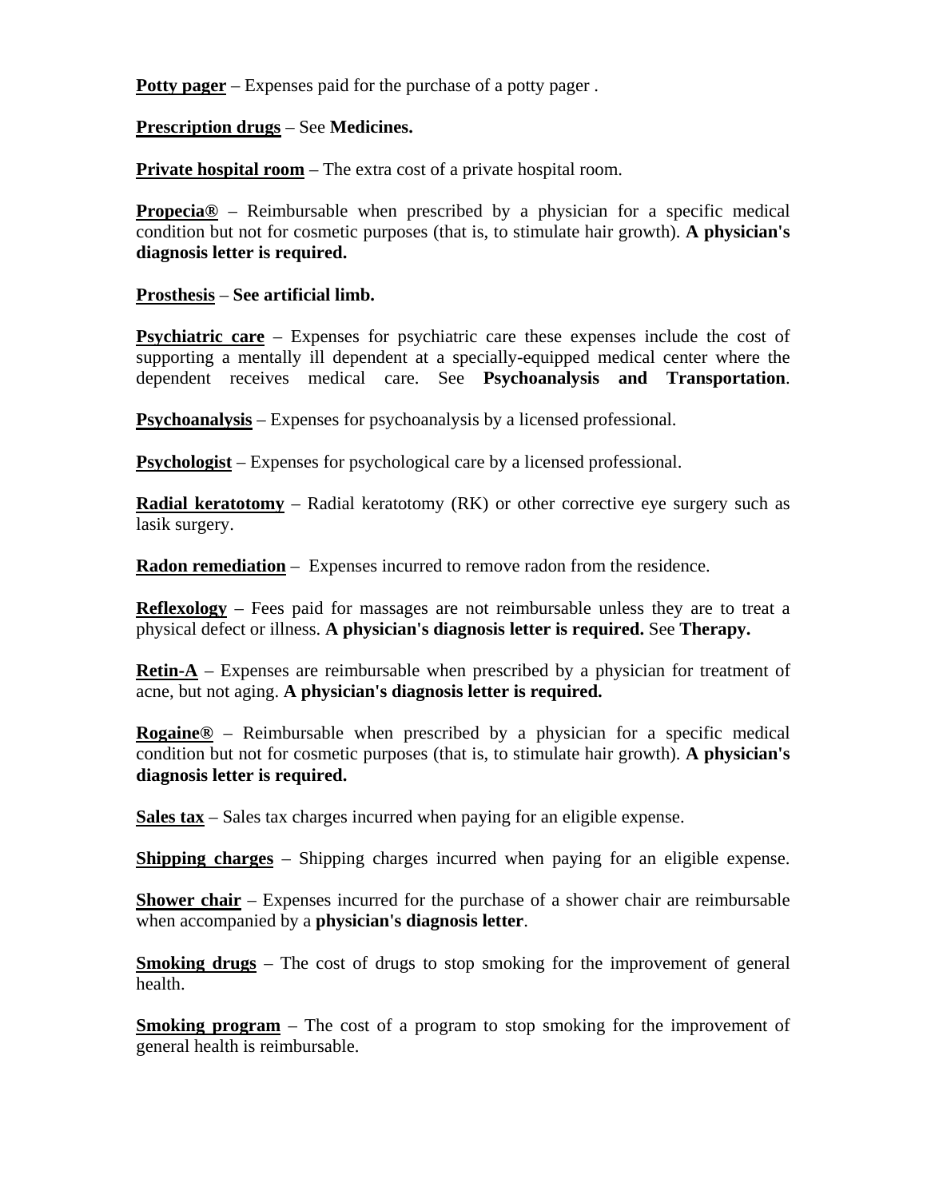**Potty pager** – Expenses paid for the purchase of a potty pager .

**Prescription drugs** – See **Medicines.**

**Private hospital room** – The extra cost of a private hospital room.

**Propecia®** – Reimbursable when prescribed by a physician for a specific medical condition but not for cosmetic purposes (that is, to stimulate hair growth). **A physician's diagnosis letter is required.**

**Prosthesis** – **See artificial limb.**

**Psychiatric care** – Expenses for psychiatric care these expenses include the cost of supporting a mentally ill dependent at a specially-equipped medical center where the dependent receives medical care. See **Psychoanalysis and Transportation**.

**Psychoanalysis** – Expenses for psychoanalysis by a licensed professional.

**Psychologist** – Expenses for psychological care by a licensed professional.

**Radial keratotomy** – Radial keratotomy (RK) or other corrective eye surgery such as lasik surgery.

**Radon remediation** – Expenses incurred to remove radon from the residence.

**Reflexology** – Fees paid for massages are not reimbursable unless they are to treat a physical defect or illness. **A physician's diagnosis letter is required.** See **Therapy.**

**Retin-A** – Expenses are reimbursable when prescribed by a physician for treatment of acne, but not aging. **A physician's diagnosis letter is required.**

**Rogaine®** – Reimbursable when prescribed by a physician for a specific medical condition but not for cosmetic purposes (that is, to stimulate hair growth). **A physician's diagnosis letter is required.**

**Sales tax** – Sales tax charges incurred when paying for an eligible expense.

**Shipping charges** – Shipping charges incurred when paying for an eligible expense.

**Shower chair** – Expenses incurred for the purchase of a shower chair are reimbursable when accompanied by a **physician's diagnosis letter**.

**Smoking drugs** – The cost of drugs to stop smoking for the improvement of general health.

**Smoking program** – The cost of a program to stop smoking for the improvement of general health is reimbursable.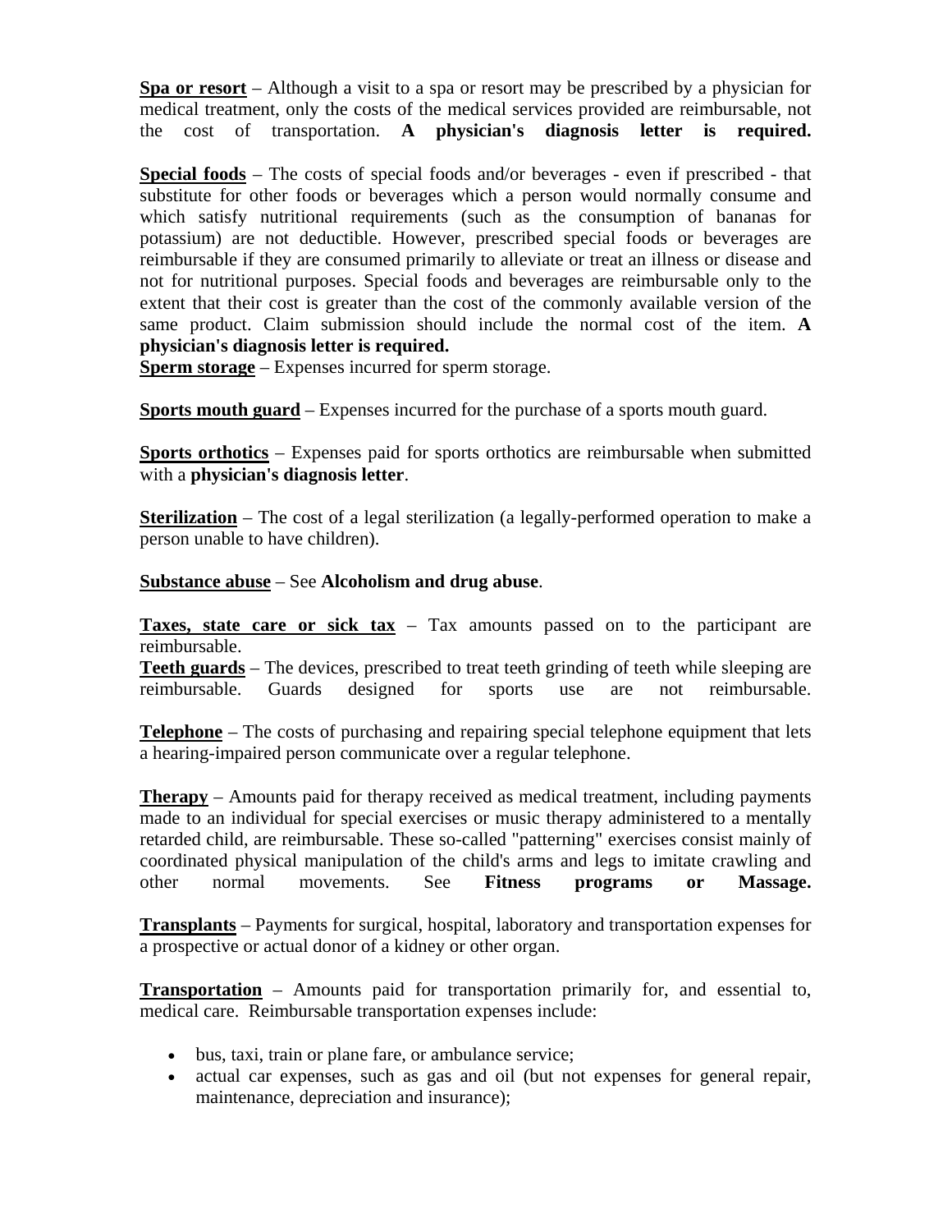**<u>Spa or resort</u>** – Although a visit to a spa or resort may be prescribed by a physician for medical treatment, only the costs of the medical services provided are reimbursable, not the cost of transportation. **A physician's diagnosis letter is required.**

**<u>Special foods</u>** – The costs of special foods and/or beverages - even if prescribed - that substitute for other foods or beverages which a person would normally consume and which satisfy nutritional requirements (such as the consumption of bananas for potassium) are not deductible. However, prescribed special foods or beverages are reimbursable if they are consumed primarily to alleviate or treat an illness or disease and not for nutritional purposes. Special foods and beverages are reimbursable only to the extent that their cost is greater than the cost of the commonly available version of the same product. Claim submission should include the normal cost of the item. **A physician's diagnosis letter is required.**

**<u>Sperm storage</u>** – Expenses incurred for sperm storage.

**<u>Sports mouth guard</u>** – Expenses incurred for the purchase of a sports mouth guard.

**<u>Sports orthotics</u>** – Expenses paid for sports orthotics are reimbursable when submitted with a **physician's diagnosis letter**.

**<u>Sterilization</u>** – The cost of a legal sterilization (a legally-performed operation to make a person unable to have children).

**<u>Substance abuse</u>** – See **Alcoholism and drug abuse**.

**<u>Taxes, state care or sick tax</u>** – Tax amounts passed on to the participant are reimbursable.

**<u>Teeth guards</u>** – The devices, prescribed to treat teeth grinding of teeth while sleeping are reimbursable. Guards designed for sports use are not reimbursable.

**<u>Telephone</u>** – The costs of purchasing and repairing special telephone equipment that lets a hearing-impaired person communicate over a regular telephone.

**<u>Therapy</u>** – Amounts paid for therapy received as medical treatment, including payments made to an individual for special exercises or music therapy administered to a mentally retarded child, are reimbursable. These so-called "patterning" exercises consist mainly of coordinated physical manipulation of the child's arms and legs to imitate crawling and other normal movements. See **Fitness programs or Massage.**

**<u>Transplants</u>** – Payments for surgical, hospital, laboratory and transportation expenses for a prospective or actual donor of a kidney or other organ.

**<u>Transportation</u>** – Amounts paid for transportation primarily for, and essential to, medical care. Reimbursable transportation expenses include:

- bus, taxi, train or plane fare, or ambulance service;
- actual car expenses, such as gas and oil (but not expenses for general repair, maintenance, depreciation and insurance);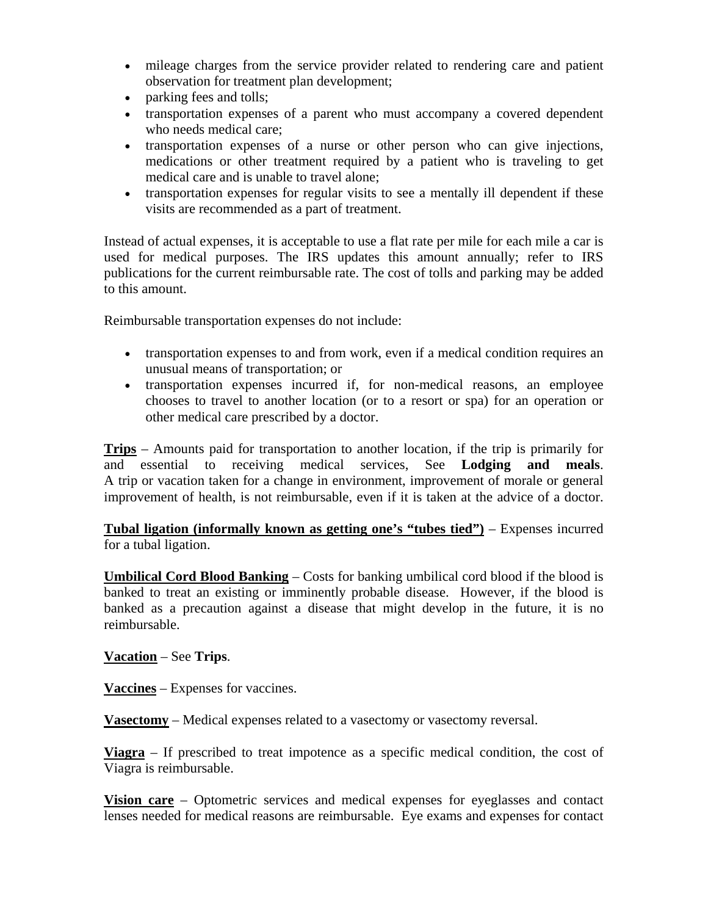- mileage charges from the service provider related to rendering care and patient observation for treatment plan development;
- parking fees and tolls;
- transportation expenses of a parent who must accompany a covered dependent who needs medical care;
- transportation expenses of a nurse or other person who can give injections, medications or other treatment required by a patient who is traveling to get medical care and is unable to travel alone;
- transportation expenses for regular visits to see a mentally ill dependent if these visits are recommended as a part of treatment.

Instead of actual expenses, it is acceptable to use a flat rate per mile for each mile a car is used for medical purposes. The IRS updates this amount annually; refer to IRS publications for the current reimbursable rate. The cost of tolls and parking may be added to this amount.

Reimbursable transportation expenses do not include:

- transportation expenses to and from work, even if a medical condition requires an unusual means of transportation; or
- transportation expenses incurred if, for non-medical reasons, an employee chooses to travel to another location (or to a resort or spa) for an operation or other medical care prescribed by a doctor.

**Trips** – Amounts paid for transportation to another location, if the trip is primarily for and essential to receiving medical services, See **Lodging and meals**. A trip or vacation taken for a change in environment, improvement of morale or general improvement of health, is not reimbursable, even if it is taken at the advice of a doctor.

**Tubal ligation (informally known as getting one's "tubes tied")** – Expenses incurred for a tubal ligation.

**Umbilical Cord Blood Banking** – Costs for banking umbilical cord blood if the blood is banked to treat an existing or imminently probable disease. However, if the blood is banked as a precaution against a disease that might develop in the future, it is no reimbursable.

**Vacation** – See **Trips**.

**Vaccines** – Expenses for vaccines.

**Vasectomy** – Medical expenses related to a vasectomy or vasectomy reversal.

**Viagra** – If prescribed to treat impotence as a specific medical condition, the cost of Viagra is reimbursable.

**Vision care** – Optometric services and medical expenses for eyeglasses and contact lenses needed for medical reasons are reimbursable. Eye exams and expenses for contact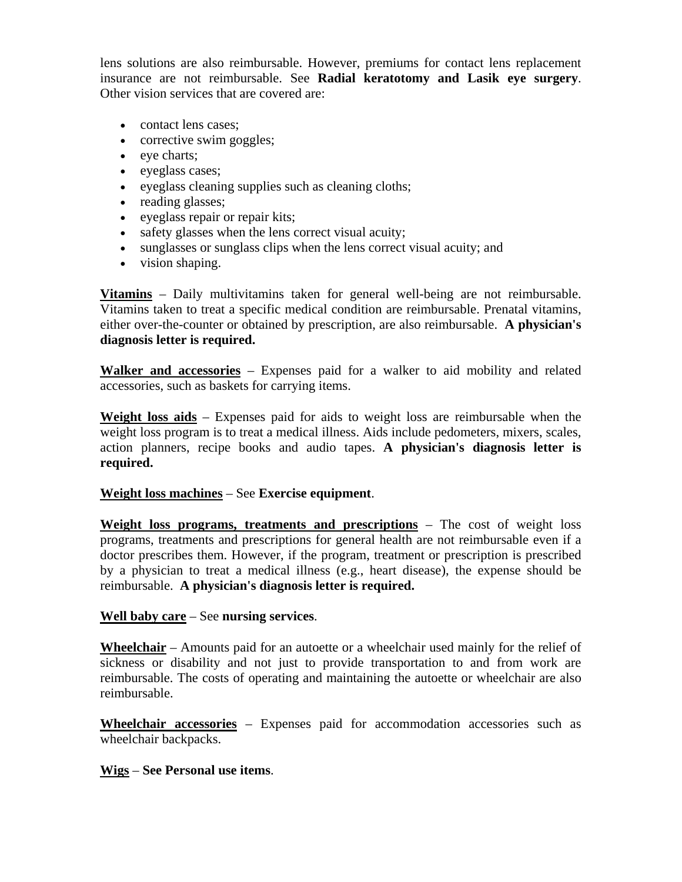lens solutions are also reimbursable. However, premiums for contact lens replacement insurance are not reimbursable. See **Radial keratotomy and Lasik eye surgery**. Other vision services that are covered are:

- contact lens cases;
- corrective swim goggles;
- eye charts;
- eyeglass cases;
- eyeglass cleaning supplies such as cleaning cloths;
- reading glasses;
- eyeglass repair or repair kits;
- safety glasses when the lens correct visual acuity;
- sunglasses or sunglass clips when the lens correct visual acuity; and
- vision shaping.

**Vitamins** – Daily multivitamins taken for general well-being are not reimbursable. Vitamins taken to treat a specific medical condition are reimbursable. Prenatal vitamins, either over-the-counter or obtained by prescription, are also reimbursable. **A physician's diagnosis letter is required.**

**Walker and accessories** – Expenses paid for a walker to aid mobility and related accessories, such as baskets for carrying items.

**Weight loss aids** – Expenses paid for aids to weight loss are reimbursable when the weight loss program is to treat a medical illness. Aids include pedometers, mixers, scales, action planners, recipe books and audio tapes. **A physician's diagnosis letter is required.**

**Weight loss machines** – See **Exercise equipment**.

**Weight loss programs, treatments and prescriptions** – The cost of weight loss programs, treatments and prescriptions for general health are not reimbursable even if a doctor prescribes them. However, if the program, treatment or prescription is prescribed by a physician to treat a medical illness (e.g., heart disease), the expense should be reimbursable. **A physician's diagnosis letter is required.**

**Well baby care** – See **nursing services**.

**Wheelchair** – Amounts paid for an autoette or a wheelchair used mainly for the relief of sickness or disability and not just to provide transportation to and from work are reimbursable. The costs of operating and maintaining the autoette or wheelchair are also reimbursable.

**Wheelchair accessories** – Expenses paid for accommodation accessories such as wheelchair backpacks.

**Wigs** – **See Personal use items**.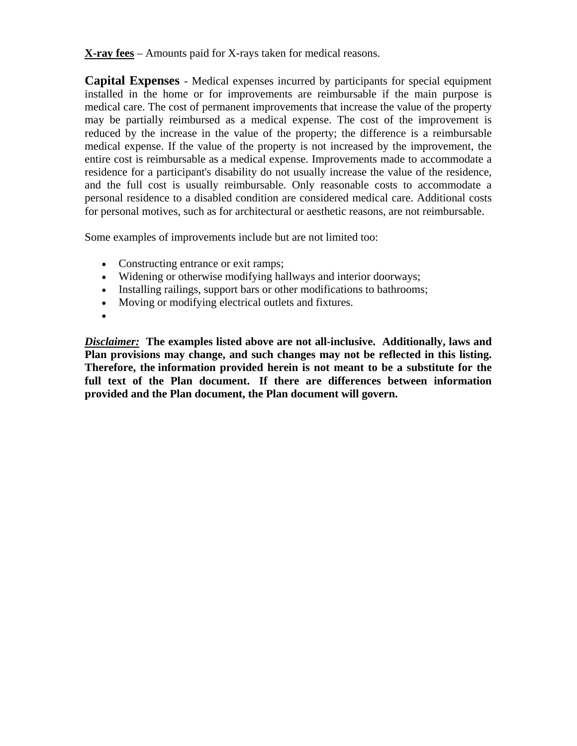**<u>X-ray fees</u>** – Amounts paid for X-rays taken for medical reasons.

**Capital Expenses** - Medical expenses incurred by participants for special equipment installed in the home or for improvements are reimbursable if the main purpose is medical care. The cost of permanent improvements that increase the value of the property may be partially reimbursed as a medical expense. The cost of the improvement is reduced by the increase in the value of the property; the difference is a reimbursable medical expense. If the value of the property is not increased by the improvement, the entire cost is reimbursable as a medical expense. Improvements made to accommodate a residence for a participant's disability do not usually increase the value of the residence, and the full cost is usually reimbursable. Only reasonable costs to accommodate a personal residence to a disabled condition are considered medical care. Additional costs for personal motives, such as for architectural or aesthetic reasons, are not reimbursable.

Some examples of improvements include but are not limited too:

- Constructing entrance or exit ramps;
- Widening or otherwise modifying hallways and interior doorways;
- Installing railings, support bars or other modifications to bathrooms;
- Moving or modifying electrical outlets and fixtures.
-

***<u>Disclaimer:</u>*** **The examples listed above are not all-inclusive. Additionally, laws and Plan provisions may change, and such changes may not be reflected in this listing. Therefore, the information provided herein is not meant to be a substitute for the full text of the Plan document. If there are differences between information provided and the Plan document, the Plan document will govern.**